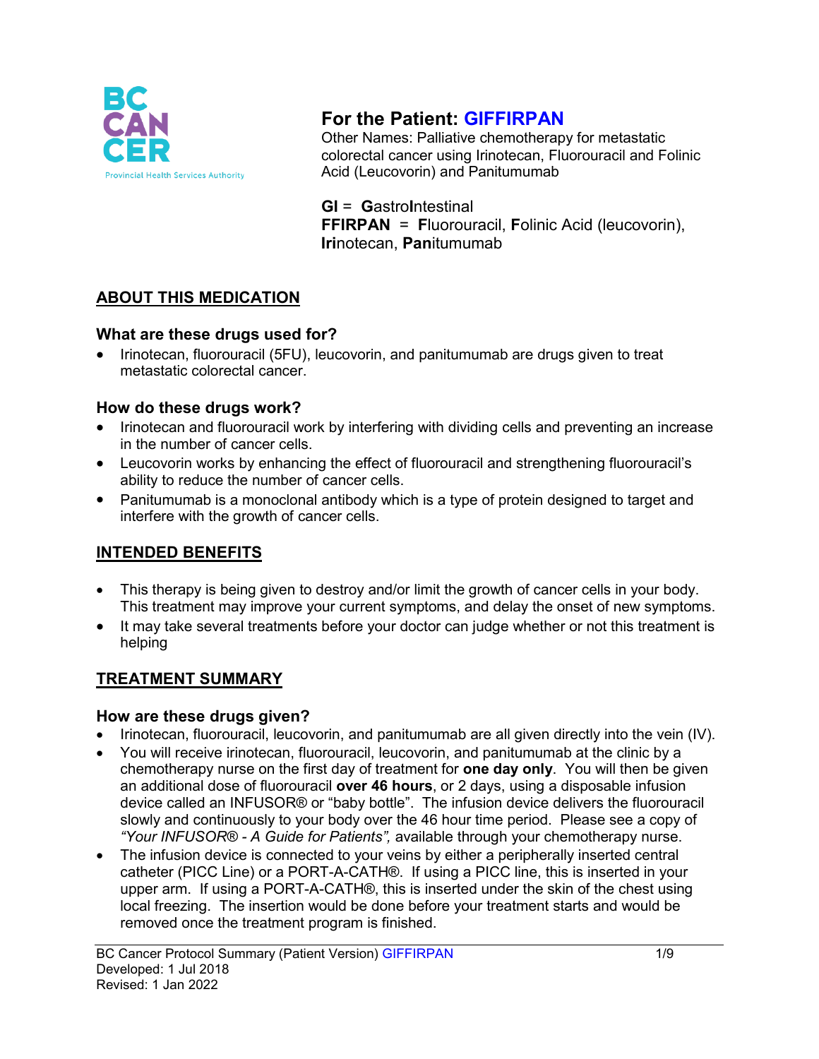BC CANCER
Provincial Health Services Authority

# For the Patient: GIFFIRPAN

Other Names: Palliative chemotherapy for metastatic colorectal cancer using Irinotecan, Fluorouracil and Folinic Acid (Leucovorin) and Panitumumab

**GI** = **G**astro**I**ntestinal
**FFIRPAN** = **F**luorouracil, **F**olinic Acid (leucovorin), **Iri**notecan, **Pan**itumumab

## ABOUT THIS MEDICATION

### What are these drugs used for?

- Irinotecan, fluorouracil (5FU), leucovorin, and panitumumab are drugs given to treat metastatic colorectal cancer.

### How do these drugs work?

- Irinotecan and fluorouracil work by interfering with dividing cells and preventing an increase in the number of cancer cells.
- Leucovorin works by enhancing the effect of fluorouracil and strengthening fluorouracil's ability to reduce the number of cancer cells.
- Panitumumab is a monoclonal antibody which is a type of protein designed to target and interfere with the growth of cancer cells.

## INTENDED BENEFITS

- This therapy is being given to destroy and/or limit the growth of cancer cells in your body. This treatment may improve your current symptoms, and delay the onset of new symptoms.
- It may take several treatments before your doctor can judge whether or not this treatment is helping

## TREATMENT SUMMARY

### How are these drugs given?

- Irinotecan, fluorouracil, leucovorin, and panitumumab are all given directly into the vein (IV).
- You will receive irinotecan, fluorouracil, leucovorin, and panitumumab at the clinic by a chemotherapy nurse on the first day of treatment for **one day only**. You will then be given an additional dose of fluorouracil **over 46 hours**, or 2 days, using a disposable infusion device called an INFUSOR® or "baby bottle". The infusion device delivers the fluorouracil slowly and continuously to your body over the 46 hour time period. Please see a copy of *"Your INFUSOR® - A Guide for Patients",* available through your chemotherapy nurse.
- The infusion device is connected to your veins by either a peripherally inserted central catheter (PICC Line) or a PORT-A-CATH®. If using a PICC line, this is inserted in your upper arm. If using a PORT-A-CATH®, this is inserted under the skin of the chest using local freezing. The insertion would be done before your treatment starts and would be removed once the treatment program is finished.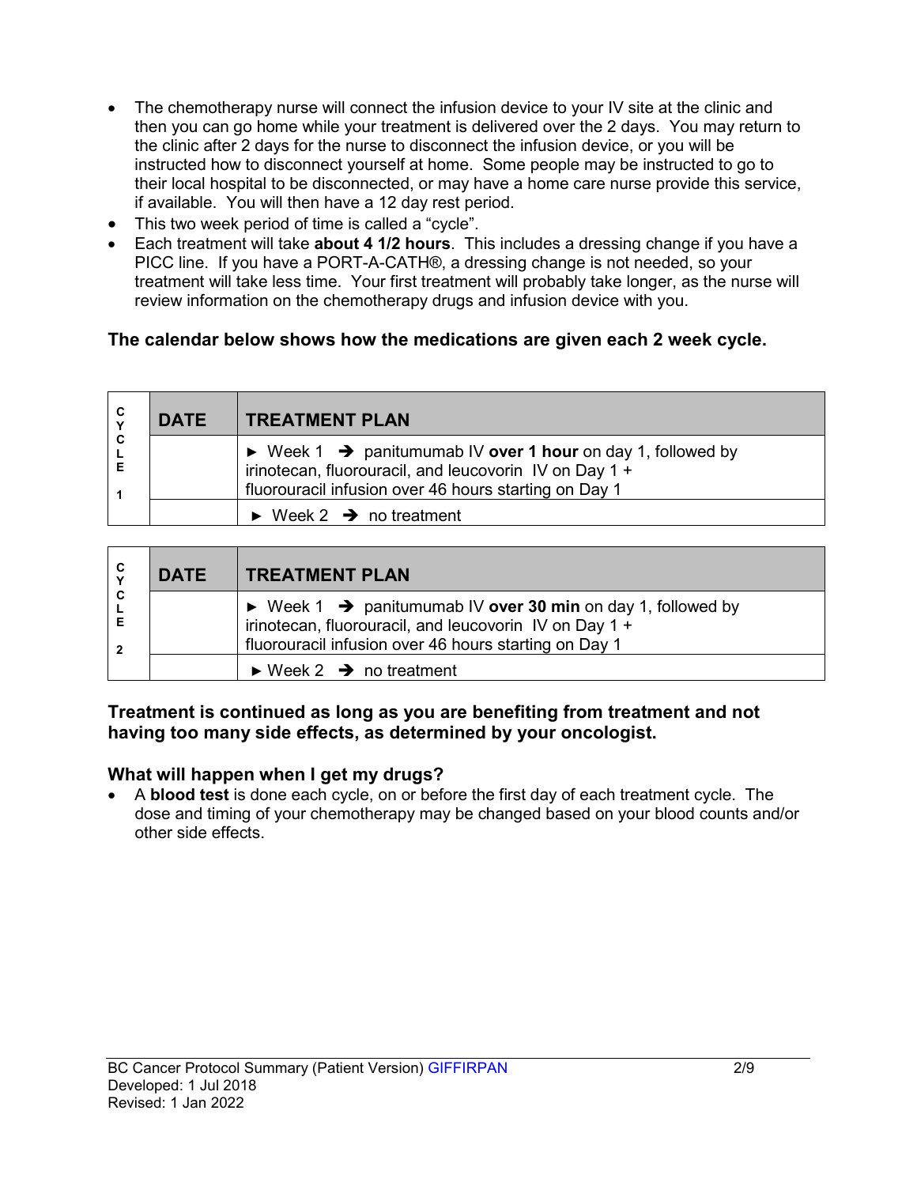- The chemotherapy nurse will connect the infusion device to your IV site at the clinic and then you can go home while your treatment is delivered over the 2 days. You may return to the clinic after 2 days for the nurse to disconnect the infusion device, or you will be instructed how to disconnect yourself at home. Some people may be instructed to go to their local hospital to be disconnected, or may have a home care nurse provide this service, if available. You will then have a 12 day rest period.
- This two week period of time is called a "cycle".
- Each treatment will take **about 4 1/2 hours**. This includes a dressing change if you have a PICC line. If you have a PORT-A-CATH®, a dressing change is not needed, so your treatment will take less time. Your first treatment will probably take longer, as the nurse will review information on the chemotherapy drugs and infusion device with you.

**The calendar below shows how the medications are given each 2 week cycle.**

| CYCLE 1 | DATE | TREATMENT PLAN |
|---|---|---|
| | | ► Week 1 ➔ panitumumab IV **over 1 hour** on day 1, followed by irinotecan, fluorouracil, and leucovorin IV on Day 1 + fluorouracil infusion over 46 hours starting on Day 1 |
| | | ► Week 2 ➔ no treatment |

| CYCLE 2 | DATE | TREATMENT PLAN |
|---|---|---|
| | | ► Week 1 ➔ panitumumab IV **over 30 min** on day 1, followed by irinotecan, fluorouracil, and leucovorin IV on Day 1 + fluorouracil infusion over 46 hours starting on Day 1 |
| | | ► Week 2 ➔ no treatment |

**Treatment is continued as long as you are benefiting from treatment and not having too many side effects, as determined by your oncologist.**

### What will happen when I get my drugs?

- A **blood test** is done each cycle, on or before the first day of each treatment cycle. The dose and timing of your chemotherapy may be changed based on your blood counts and/or other side effects.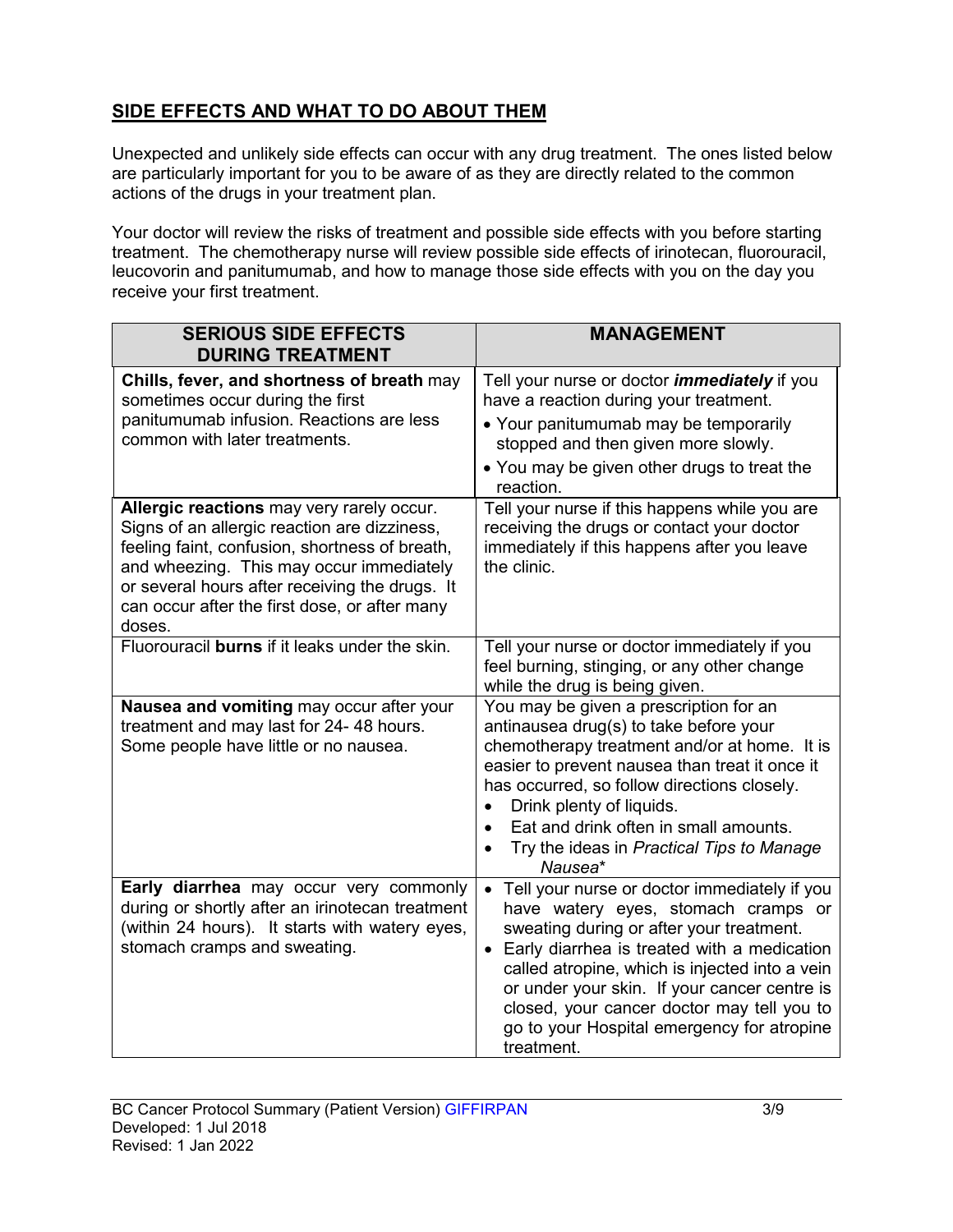## SIDE EFFECTS AND WHAT TO DO ABOUT THEM

Unexpected and unlikely side effects can occur with any drug treatment. The ones listed below are particularly important for you to be aware of as they are directly related to the common actions of the drugs in your treatment plan.

Your doctor will review the risks of treatment and possible side effects with you before starting treatment. The chemotherapy nurse will review possible side effects of irinotecan, fluorouracil, leucovorin and panitumumab, and how to manage those side effects with you on the day you receive your first treatment.

| SERIOUS SIDE EFFECTS DURING TREATMENT | MANAGEMENT |
|---|---|
| **Chills, fever, and shortness of breath** may sometimes occur during the first panitumumab infusion. Reactions are less common with later treatments. | Tell your nurse or doctor ***immediately*** if you have a reaction during your treatment.<br>• Your panitumumab may be temporarily stopped and then given more slowly.<br>• You may be given other drugs to treat the reaction. |
| **Allergic reactions** may very rarely occur. Signs of an allergic reaction are dizziness, feeling faint, confusion, shortness of breath, and wheezing. This may occur immediately or several hours after receiving the drugs. It can occur after the first dose, or after many doses. | Tell your nurse if this happens while you are receiving the drugs or contact your doctor immediately if this happens after you leave the clinic. |
| Fluorouracil **burns** if it leaks under the skin. | Tell your nurse or doctor immediately if you feel burning, stinging, or any other change while the drug is being given. |
| **Nausea and vomiting** may occur after your treatment and may last for 24- 48 hours. Some people have little or no nausea. | You may be given a prescription for an antinausea drug(s) to take before your chemotherapy treatment and/or at home. It is easier to prevent nausea than treat it once it has occurred, so follow directions closely.<br>• Drink plenty of liquids.<br>• Eat and drink often in small amounts.<br>• Try the ideas in *Practical Tips to Manage Nausea** |
| **Early diarrhea** may occur very commonly during or shortly after an irinotecan treatment (within 24 hours). It starts with watery eyes, stomach cramps and sweating. | • Tell your nurse or doctor immediately if you have watery eyes, stomach cramps or sweating during or after your treatment.<br>• Early diarrhea is treated with a medication called atropine, which is injected into a vein or under your skin. If your cancer centre is closed, your cancer doctor may tell you to go to your Hospital emergency for atropine treatment. |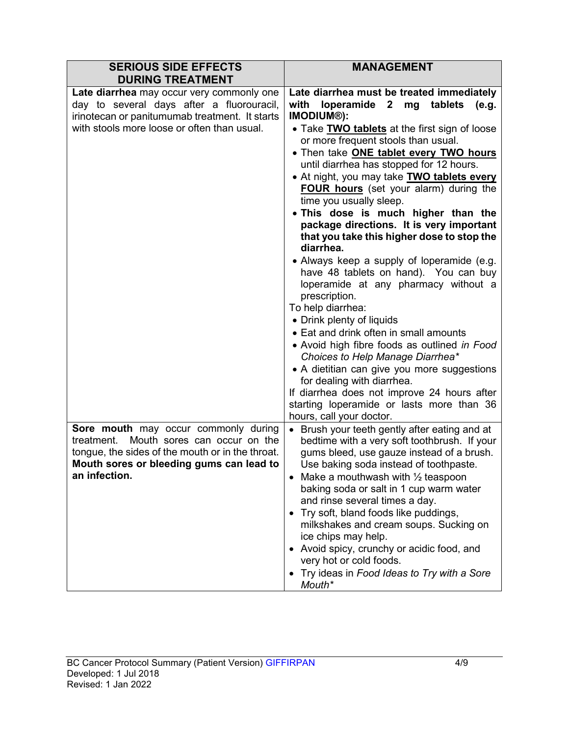| SERIOUS SIDE EFFECTS DURING TREATMENT | MANAGEMENT |
|---|---|
| **Late diarrhea** may occur very commonly one day to several days after a fluorouracil, irinotecan or panitumumab treatment. It starts with stools more loose or often than usual. | **Late diarrhea must be treated immediately with loperamide 2 mg tablets (e.g. IMODIUM®):**<br>• Take **<u>TWO tablets</u>** at the first sign of loose or more frequent stools than usual.<br>• Then take **<u>ONE tablet every TWO hours</u>** until diarrhea has stopped for 12 hours.<br>• At night, you may take **<u>TWO tablets every FOUR hours</u>** (set your alarm) during the time you usually sleep.<br>• **This dose is much higher than the package directions. It is very important that you take this higher dose to stop the diarrhea.**<br>• Always keep a supply of loperamide (e.g. have 48 tablets on hand). You can buy loperamide at any pharmacy without a prescription.<br>To help diarrhea:<br>• Drink plenty of liquids<br>• Eat and drink often in small amounts<br>• Avoid high fibre foods as outlined *in Food Choices to Help Manage Diarrhea**<br>• A dietitian can give you more suggestions for dealing with diarrhea.<br>If diarrhea does not improve 24 hours after starting loperamide or lasts more than 36 hours, call your doctor. |
| **Sore mouth** may occur commonly during treatment. Mouth sores can occur on the tongue, the sides of the mouth or in the throat. **Mouth sores or bleeding gums can lead to an infection.** | • Brush your teeth gently after eating and at bedtime with a very soft toothbrush. If your gums bleed, use gauze instead of a brush. Use baking soda instead of toothpaste.<br>• Make a mouthwash with ½ teaspoon baking soda or salt in 1 cup warm water and rinse several times a day.<br>• Try soft, bland foods like puddings, milkshakes and cream soups. Sucking on ice chips may help.<br>• Avoid spicy, crunchy or acidic food, and very hot or cold foods.<br>• Try ideas in *Food Ideas to Try with a Sore Mouth** |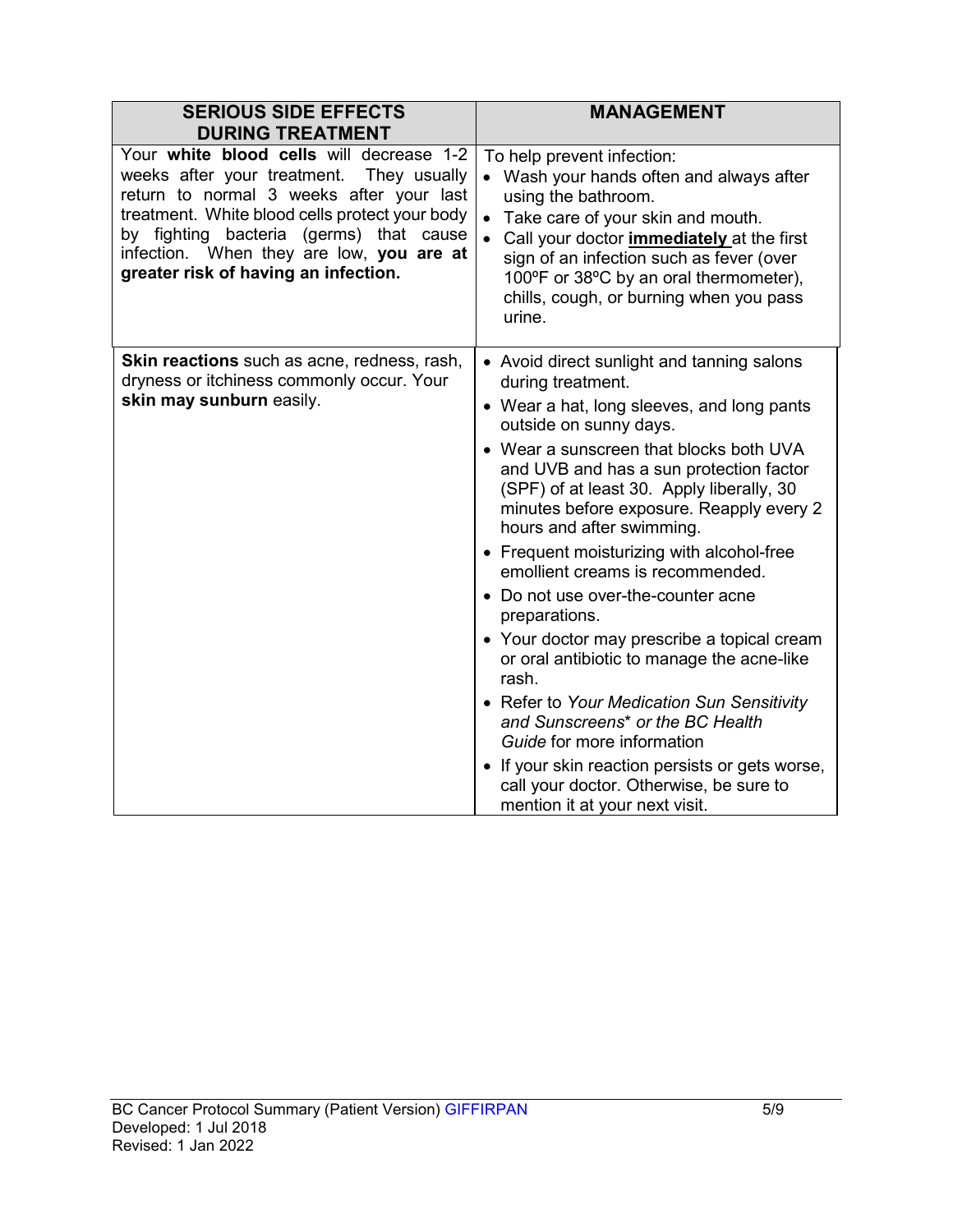| SERIOUS SIDE EFFECTS DURING TREATMENT | MANAGEMENT |
|---|---|
| Your **white blood cells** will decrease 1-2 weeks after your treatment. They usually return to normal 3 weeks after your last treatment. White blood cells protect your body by fighting bacteria (germs) that cause infection. When they are low, **you are at greater risk of having an infection.** | To help prevent infection:<br>• Wash your hands often and always after using the bathroom.<br>• Take care of your skin and mouth.<br>• Call your doctor **<u>immediately</u>** at the first sign of an infection such as fever (over 100ºF or 38ºC by an oral thermometer), chills, cough, or burning when you pass urine. |
| **Skin reactions** such as acne, redness, rash, dryness or itchiness commonly occur. Your **skin may sunburn** easily. | • Avoid direct sunlight and tanning salons during treatment.<br>• Wear a hat, long sleeves, and long pants outside on sunny days.<br>• Wear a sunscreen that blocks both UVA and UVB and has a sun protection factor (SPF) of at least 30. Apply liberally, 30 minutes before exposure. Reapply every 2 hours and after swimming.<br>• Frequent moisturizing with alcohol-free emollient creams is recommended.<br>• Do not use over-the-counter acne preparations.<br>• Your doctor may prescribe a topical cream or oral antibiotic to manage the acne-like rash.<br>• Refer to *Your Medication Sun Sensitivity and Sunscreens*\* or the *BC Health Guide* for more information<br>• If your skin reaction persists or gets worse, call your doctor. Otherwise, be sure to mention it at your next visit. |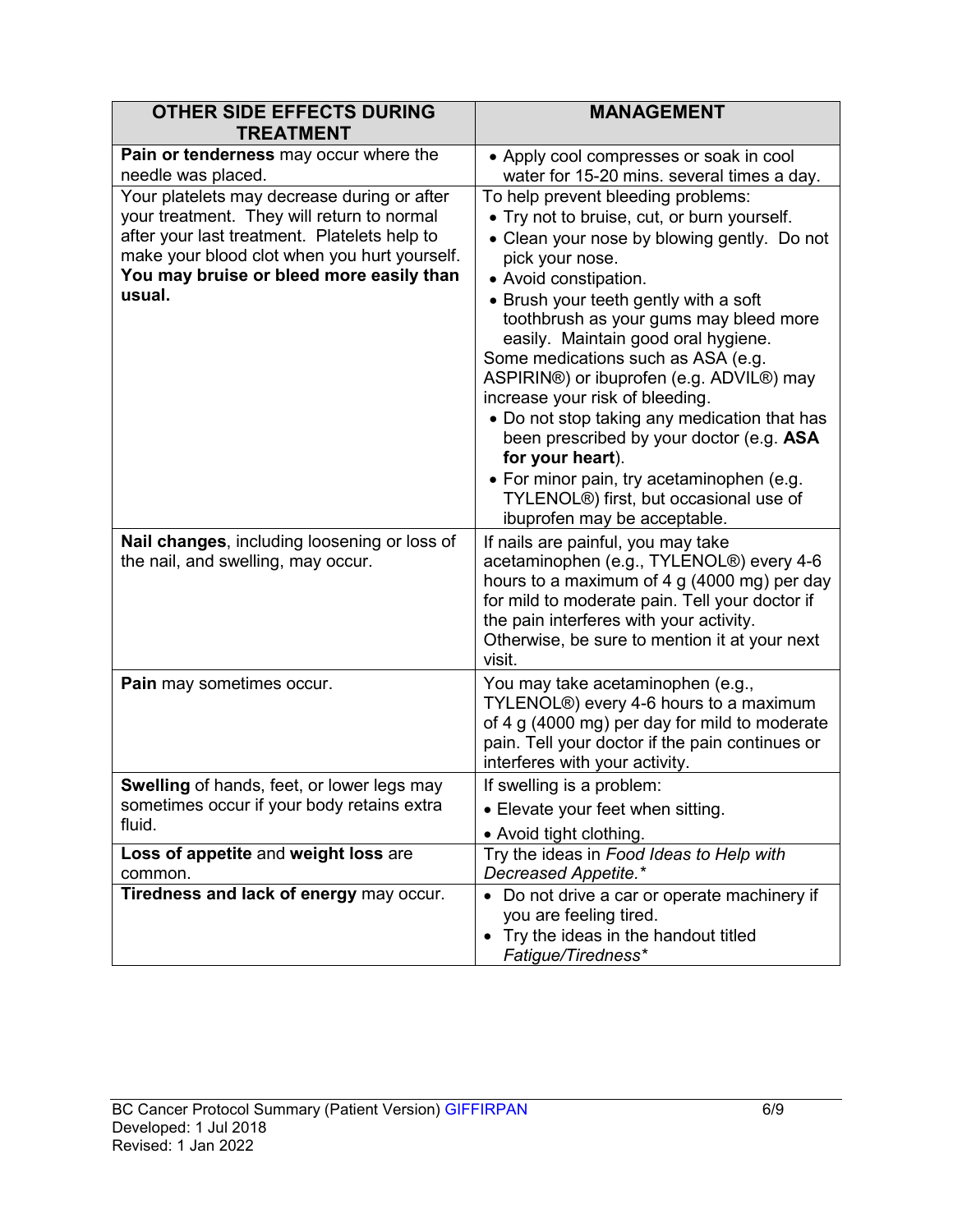| OTHER SIDE EFFECTS DURING TREATMENT | MANAGEMENT |
|---|---|
| **Pain or tenderness** may occur where the needle was placed. | • Apply cool compresses or soak in cool water for 15-20 mins. several times a day. |
| Your platelets may decrease during or after your treatment. They will return to normal after your last treatment. Platelets help to make your blood clot when you hurt yourself. **You may bruise or bleed more easily than usual.** | To help prevent bleeding problems:<br>• Try not to bruise, cut, or burn yourself.<br>• Clean your nose by blowing gently. Do not pick your nose.<br>• Avoid constipation.<br>• Brush your teeth gently with a soft toothbrush as your gums may bleed more easily. Maintain good oral hygiene.<br>Some medications such as ASA (e.g. ASPIRIN®) or ibuprofen (e.g. ADVIL®) may increase your risk of bleeding.<br>• Do not stop taking any medication that has been prescribed by your doctor (e.g. **ASA for your heart**).<br>• For minor pain, try acetaminophen (e.g. TYLENOL®) first, but occasional use of ibuprofen may be acceptable. |
| **Nail changes**, including loosening or loss of the nail, and swelling, may occur. | If nails are painful, you may take acetaminophen (e.g., TYLENOL®) every 4-6 hours to a maximum of 4 g (4000 mg) per day for mild to moderate pain. Tell your doctor if the pain interferes with your activity. Otherwise, be sure to mention it at your next visit. |
| **Pain** may sometimes occur. | You may take acetaminophen (e.g., TYLENOL®) every 4-6 hours to a maximum of 4 g (4000 mg) per day for mild to moderate pain. Tell your doctor if the pain continues or interferes with your activity. |
| **Swelling** of hands, feet, or lower legs may sometimes occur if your body retains extra fluid. | If swelling is a problem:<br>• Elevate your feet when sitting.<br>• Avoid tight clothing. |
| **Loss of appetite** and **weight loss** are common. | Try the ideas in *Food Ideas to Help with Decreased Appetite.** |
| **Tiredness and lack of energy** may occur. | • Do not drive a car or operate machinery if you are feeling tired.<br>• Try the ideas in the handout titled *Fatigue/Tiredness** |

BC Cancer Protocol Summary (Patient Version) GIFFIRPAN
Developed: 1 Jul 2018
Revised: 1 Jan 2022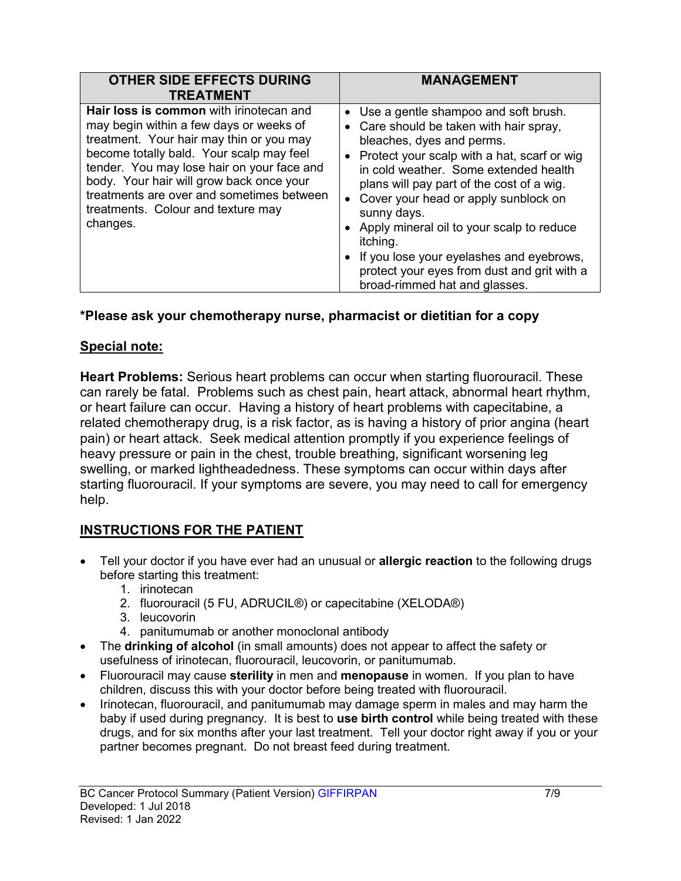| OTHER SIDE EFFECTS DURING TREATMENT | MANAGEMENT |
| --- | --- |
| **Hair loss is common** with irinotecan and may begin within a few days or weeks of treatment. Your hair may thin or you may become totally bald. Your scalp may feel tender. You may lose hair on your face and body. Your hair will grow back once your treatments are over and sometimes between treatments. Colour and texture may changes. | • Use a gentle shampoo and soft brush.<br>• Care should be taken with hair spray, bleaches, dyes and perms.<br>• Protect your scalp with a hat, scarf or wig in cold weather. Some extended health plans will pay part of the cost of a wig.<br>• Cover your head or apply sunblock on sunny days.<br>• Apply mineral oil to your scalp to reduce itching.<br>• If you lose your eyelashes and eyebrows, protect your eyes from dust and grit with a broad-rimmed hat and glasses. |

**\*Please ask your chemotherapy nurse, pharmacist or dietitian for a copy**

**Special note:**

**Heart Problems:** Serious heart problems can occur when starting fluorouracil. These can rarely be fatal. Problems such as chest pain, heart attack, abnormal heart rhythm, or heart failure can occur. Having a history of heart problems with capecitabine, a related chemotherapy drug, is a risk factor, as is having a history of prior angina (heart pain) or heart attack. Seek medical attention promptly if you experience feelings of heavy pressure or pain in the chest, trouble breathing, significant worsening leg swelling, or marked lightheadedness. These symptoms can occur within days after starting fluorouracil. If your symptoms are severe, you may need to call for emergency help.

## INSTRUCTIONS FOR THE PATIENT

- Tell your doctor if you have ever had an unusual or **allergic reaction** to the following drugs before starting this treatment:
  1. irinotecan
  2. fluorouracil (5 FU, ADRUCIL®) or capecitabine (XELODA®)
  3. leucovorin
  4. panitumumab or another monoclonal antibody
- The **drinking of alcohol** (in small amounts) does not appear to affect the safety or usefulness of irinotecan, fluorouracil, leucovorin, or panitumumab.
- Fluorouracil may cause **sterility** in men and **menopause** in women. If you plan to have children, discuss this with your doctor before being treated with fluorouracil.
- Irinotecan, fluorouracil, and panitumumab may damage sperm in males and may harm the baby if used during pregnancy. It is best to **use birth control** while being treated with these drugs, and for six months after your last treatment. Tell your doctor right away if you or your partner becomes pregnant. Do not breast feed during treatment.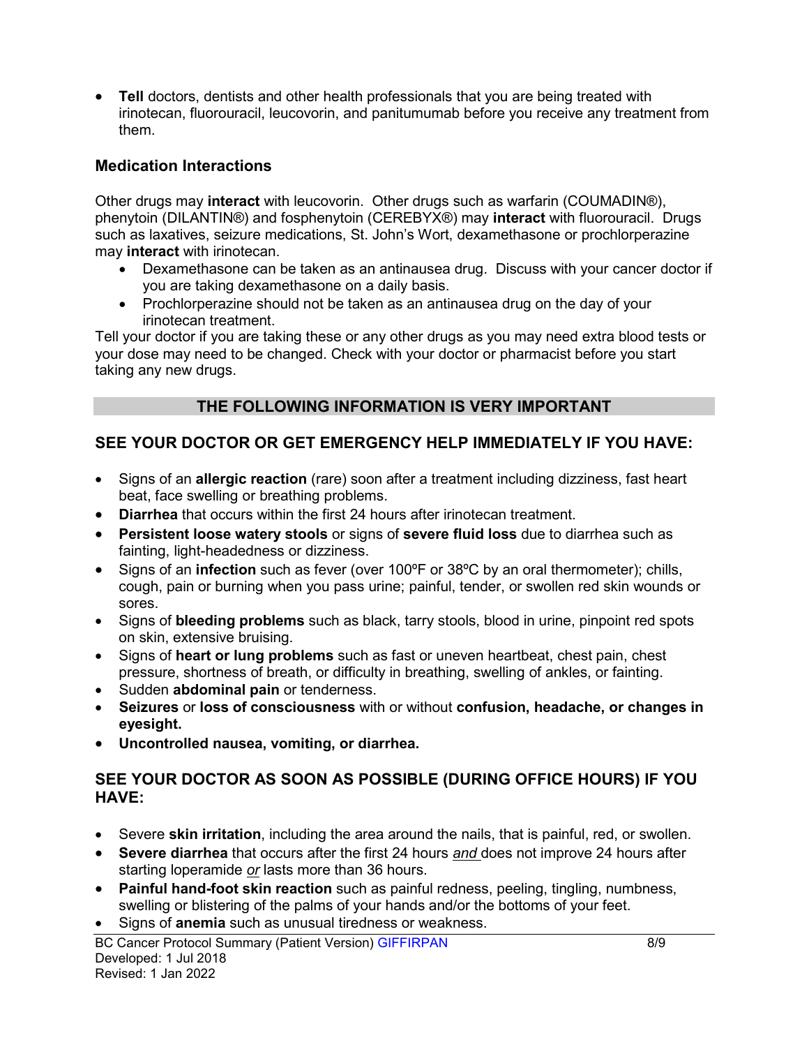- **Tell** doctors, dentists and other health professionals that you are being treated with irinotecan, fluorouracil, leucovorin, and panitumumab before you receive any treatment from them.

## Medication Interactions

Other drugs may **interact** with leucovorin. Other drugs such as warfarin (COUMADIN®), phenytoin (DILANTIN®) and fosphenytoin (CEREBYX®) may **interact** with fluorouracil. Drugs such as laxatives, seizure medications, St. John's Wort, dexamethasone or prochlorperazine may **interact** with irinotecan.

- Dexamethasone can be taken as an antinausea drug. Discuss with your cancer doctor if you are taking dexamethasone on a daily basis.
- Prochlorperazine should not be taken as an antinausea drug on the day of your irinotecan treatment.

Tell your doctor if you are taking these or any other drugs as you may need extra blood tests or your dose may need to be changed. Check with your doctor or pharmacist before you start taking any new drugs.

## THE FOLLOWING INFORMATION IS VERY IMPORTANT

## SEE YOUR DOCTOR OR GET EMERGENCY HELP IMMEDIATELY IF YOU HAVE:

- Signs of an **allergic reaction** (rare) soon after a treatment including dizziness, fast heart beat, face swelling or breathing problems.
- **Diarrhea** that occurs within the first 24 hours after irinotecan treatment.
- **Persistent loose watery stools** or signs of **severe fluid loss** due to diarrhea such as fainting, light-headedness or dizziness.
- Signs of an **infection** such as fever (over 100ºF or 38ºC by an oral thermometer); chills, cough, pain or burning when you pass urine; painful, tender, or swollen red skin wounds or sores.
- Signs of **bleeding problems** such as black, tarry stools, blood in urine, pinpoint red spots on skin, extensive bruising.
- Signs of **heart or lung problems** such as fast or uneven heartbeat, chest pain, chest pressure, shortness of breath, or difficulty in breathing, swelling of ankles, or fainting.
- Sudden **abdominal pain** or tenderness.
- **Seizures** or **loss of consciousness** with or without **confusion, headache, or changes in eyesight.**
- **Uncontrolled nausea, vomiting, or diarrhea.**

## SEE YOUR DOCTOR AS SOON AS POSSIBLE (DURING OFFICE HOURS) IF YOU HAVE:

- Severe **skin irritation**, including the area around the nails, that is painful, red, or swollen.
- **Severe diarrhea** that occurs after the first 24 hours *and* does not improve 24 hours after starting loperamide *or* lasts more than 36 hours.
- **Painful hand-foot skin reaction** such as painful redness, peeling, tingling, numbness, swelling or blistering of the palms of your hands and/or the bottoms of your feet.
- Signs of **anemia** such as unusual tiredness or weakness.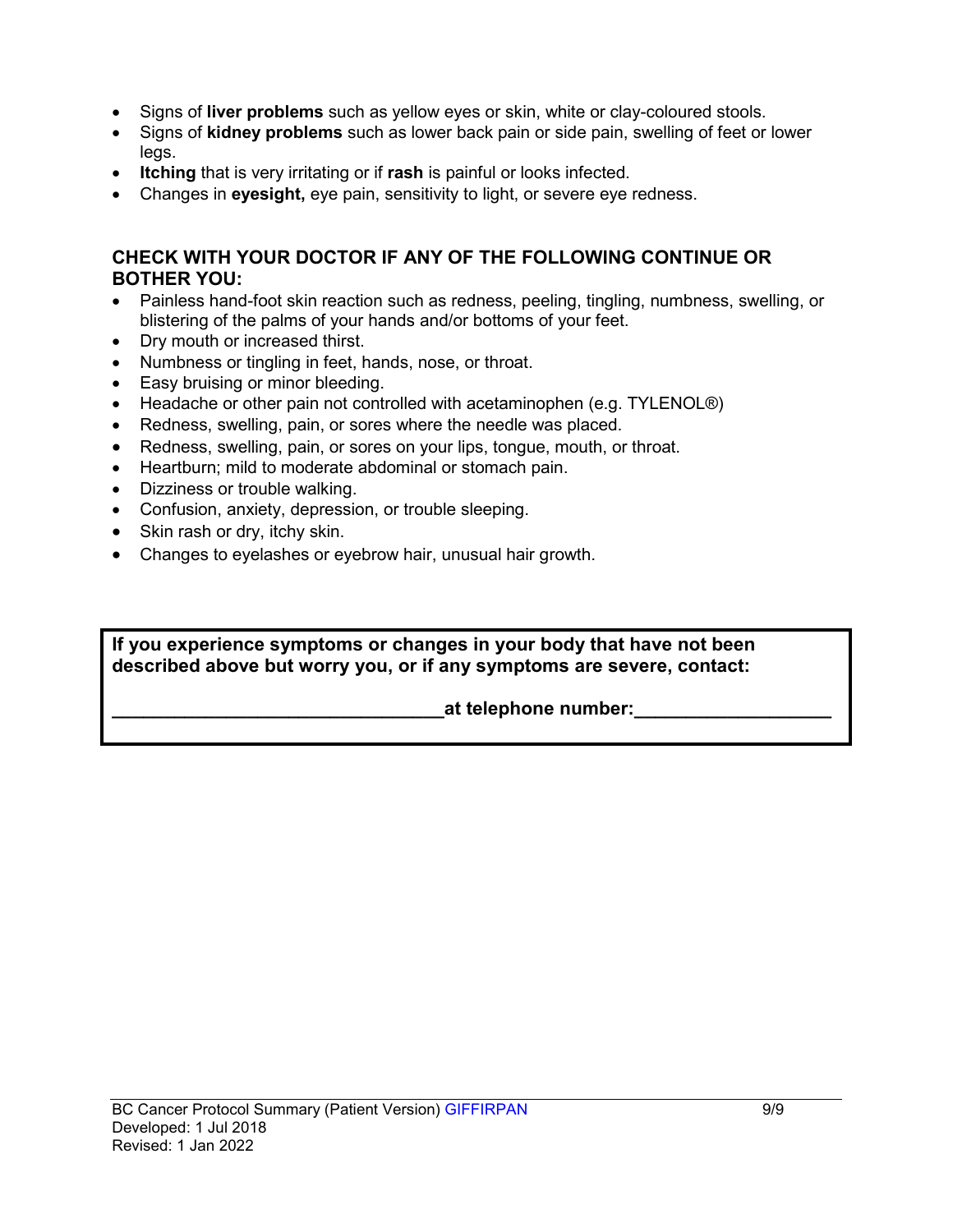- Signs of **liver problems** such as yellow eyes or skin, white or clay-coloured stools.
- Signs of **kidney problems** such as lower back pain or side pain, swelling of feet or lower legs.
- **Itching** that is very irritating or if **rash** is painful or looks infected.
- Changes in **eyesight,** eye pain, sensitivity to light, or severe eye redness.

## CHECK WITH YOUR DOCTOR IF ANY OF THE FOLLOWING CONTINUE OR BOTHER YOU:

- Painless hand-foot skin reaction such as redness, peeling, tingling, numbness, swelling, or blistering of the palms of your hands and/or bottoms of your feet.
- Dry mouth or increased thirst.
- Numbness or tingling in feet, hands, nose, or throat.
- Easy bruising or minor bleeding.
- Headache or other pain not controlled with acetaminophen (e.g. TYLENOL®)
- Redness, swelling, pain, or sores where the needle was placed.
- Redness, swelling, pain, or sores on your lips, tongue, mouth, or throat.
- Heartburn; mild to moderate abdominal or stomach pain.
- Dizziness or trouble walking.
- Confusion, anxiety, depression, or trouble sleeping.
- Skin rash or dry, itchy skin.
- Changes to eyelashes or eyebrow hair, unusual hair growth.

**If you experience symptoms or changes in your body that have not been described above but worry you, or if any symptoms are severe, contact:**

**________________________________at telephone number:___________________**

BC Cancer Protocol Summary (Patient Version) GIFFIRPAN
Developed: 1 Jul 2018
Revised: 1 Jan 2022